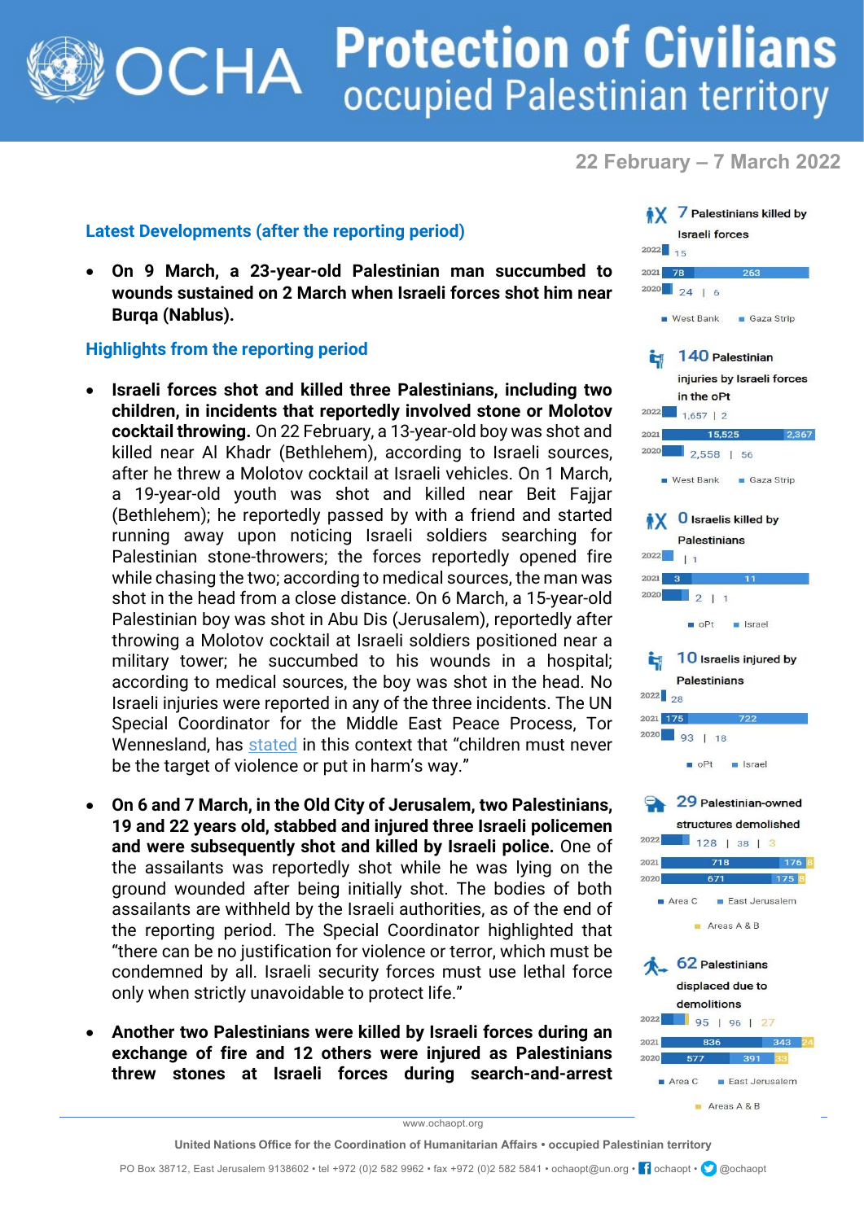# Protection of Civilians
## occupied Palestinian territory

**22 February – 7 March 2022**

### Latest Developments (after the reporting period)

- **On 9 March, a 23-year-old Palestinian man succumbed to wounds sustained on 2 March when Israeli forces shot him near Burqa (Nablus).**

### Highlights from the reporting period

- **Israeli forces shot and killed three Palestinians, including two children, in incidents that reportedly involved stone or Molotov cocktail throwing.** On 22 February, a 13-year-old boy was shot and killed near Al Khadr (Bethlehem), according to Israeli sources, after he threw a Molotov cocktail at Israeli vehicles. On 1 March, a 19-year-old youth was shot and killed near Beit Fajjar (Bethlehem); he reportedly passed by with a friend and started running away upon noticing Israeli soldiers searching for Palestinian stone-throwers; the forces reportedly opened fire while chasing the two; according to medical sources, the man was shot in the head from a close distance. On 6 March, a 15-year-old Palestinian boy was shot in Abu Dis (Jerusalem), reportedly after throwing a Molotov cocktail at Israeli soldiers positioned near a military tower; he succumbed to his wounds in a hospital; according to medical sources, the boy was shot in the head. No Israeli injuries were reported in any of the three incidents. The UN Special Coordinator for the Middle East Peace Process, Tor Wennesland, has stated in this context that "children must never be the target of violence or put in harm's way."

- **On 6 and 7 March, in the Old City of Jerusalem, two Palestinians, 19 and 22 years old, stabbed and injured three Israeli policemen and were subsequently shot and killed by Israeli police.** One of the assailants was reportedly shot while he was lying on the ground wounded after being initially shot. The bodies of both assailants are withheld by the Israeli authorities, as of the end of the reporting period. The Special Coordinator highlighted that "there can be no justification for violence or terror, which must be condemned by all. Israeli security forces must use lethal force only when strictly unavoidable to protect life."

- **Another two Palestinians were killed by Israeli forces during an exchange of fire and 12 others were injured as Palestinians threw stones at Israeli forces during search-and-arrest**

---

**7** Palestinians killed by Israeli forces

| Year | West Bank | Gaza Strip |
|---|---|---|
| 2022 | 15 | |
| 2021 | 78 | 263 |
| 2020 | 24 | 6 |

**140** Palestinian injuries by Israeli forces in the oPt

| Year | West Bank | Gaza Strip |
|---|---|---|
| 2022 | 1,657 | 2 |
| 2021 | 15,525 | 2,367 |
| 2020 | 2,558 | 56 |

**0** Israelis killed by Palestinians

| Year | oPt | Israel |
|---|---|---|
| 2022 | | 1 |
| 2021 | 3 | 11 |
| 2020 | 2 | 1 |

**10** Israelis injured by Palestinians

| Year | oPt | Israel |
|---|---|---|
| 2022 | 28 | |
| 2021 | 175 | 722 |
| 2020 | 93 | 18 |

**29** Palestinian-owned structures demolished

| Year | Area C | East Jerusalem | Areas A & B |
|---|---|---|---|
| 2022 | 128 | 38 | 3 |
| 2021 | 718 | 176 | 8 |
| 2020 | 671 | 175 | 8 |

**62** Palestinians displaced due to demolitions

| Year | Area C | East Jerusalem | Areas A & B |
|---|---|---|---|
| 2022 | 95 | 96 | 27 |
| 2021 | 836 | 343 | 24 |
| 2020 | 577 | 391 | 33 |

www.ochaopt.org

United Nations Office for the Coordination of Humanitarian Affairs • occupied Palestinian territory

PO Box 38712, East Jerusalem 9138602 • tel +972 (0)2 582 9962 • fax +972 (0)2 582 5841 • ochaopt@un.org • ochaopt • @ochaopt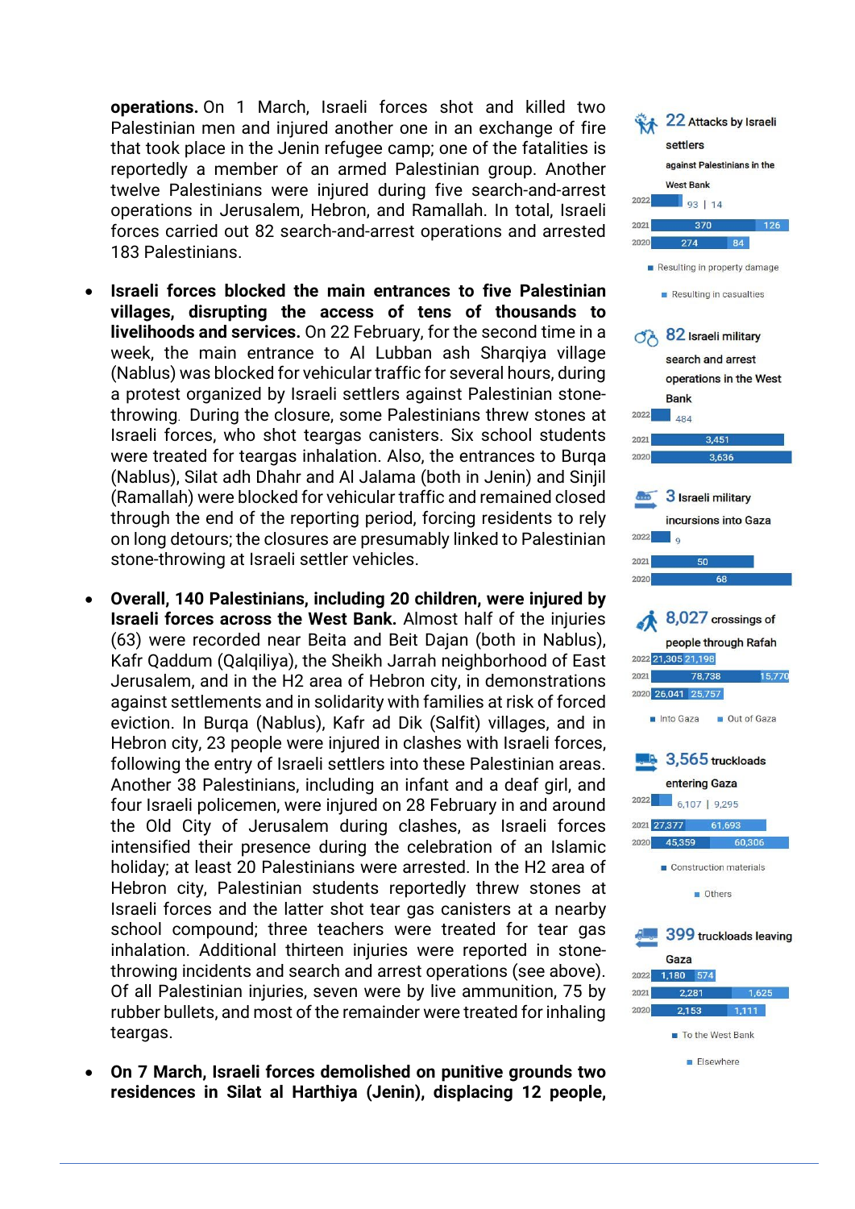**operations.** On 1 March, Israeli forces shot and killed two Palestinian men and injured another one in an exchange of fire that took place in the Jenin refugee camp; one of the fatalities is reportedly a member of an armed Palestinian group. Another twelve Palestinians were injured during five search-and-arrest operations in Jerusalem, Hebron, and Ramallah. In total, Israeli forces carried out 82 search-and-arrest operations and arrested 183 Palestinians.

- **Israeli forces blocked the main entrances to five Palestinian villages, disrupting the access of tens of thousands to livelihoods and services.** On 22 February, for the second time in a week, the main entrance to Al Lubban ash Sharqiya village (Nablus) was blocked for vehicular traffic for several hours, during a protest organized by Israeli settlers against Palestinian stone-throwing. During the closure, some Palestinians threw stones at Israeli forces, who shot teargas canisters. Six school students were treated for teargas inhalation. Also, the entrances to Burqa (Nablus), Silat adh Dhahr and Al Jalama (both in Jenin) and Sinjil (Ramallah) were blocked for vehicular traffic and remained closed through the end of the reporting period, forcing residents to rely on long detours; the closures are presumably linked to Palestinian stone-throwing at Israeli settler vehicles.

- **Overall, 140 Palestinians, including 20 children, were injured by Israeli forces across the West Bank.** Almost half of the injuries (63) were recorded near Beita and Beit Dajan (both in Nablus), Kafr Qaddum (Qalqiliya), the Sheikh Jarrah neighborhood of East Jerusalem, and in the H2 area of Hebron city, in demonstrations against settlements and in solidarity with families at risk of forced eviction. In Burqa (Nablus), Kafr ad Dik (Salfit) villages, and in Hebron city, 23 people were injured in clashes with Israeli forces, following the entry of Israeli settlers into these Palestinian areas. Another 38 Palestinians, including an infant and a deaf girl, and four Israeli policemen, were injured on 28 February in and around the Old City of Jerusalem during clashes, as Israeli forces intensified their presence during the celebration of an Islamic holiday; at least 20 Palestinians were arrested. In the H2 area of Hebron city, Palestinian students reportedly threw stones at Israeli forces and the latter shot tear gas canisters at a nearby school compound; three teachers were treated for tear gas inhalation. Additional thirteen injuries were reported in stone-throwing incidents and search and arrest operations (see above). Of all Palestinian injuries, seven were by live ammunition, 75 by rubber bullets, and most of the remainder were treated for inhaling teargas.

- **On 7 March, Israeli forces demolished on punitive grounds two residences in Silat al Harthiya (Jenin), displacing 12 people,**

**22** Attacks by Israeli settlers against Palestinians in the West Bank

| Year | Resulting in property damage | Resulting in casualties |
|---|---|---|
| 2022 | 93 | 14 |
| 2021 | 370 | 126 |
| 2020 | 274 | 84 |

**82** Israeli military search and arrest operations in the West Bank

| Year | Operations |
|---|---|
| 2022 | 484 |
| 2021 | 3,451 |
| 2020 | 3,636 |

**3** Israeli military incursions into Gaza

| Year | Incursions |
|---|---|
| 2022 | 9 |
| 2021 | 50 |
| 2020 | 68 |

**8,027** crossings of people through Rafah

| Year | Into Gaza | Out of Gaza |
|---|---|---|
| 2022 | 21,305 | 21,198 |
| 2021 | 78,738 | 15,770 |
| 2020 | 26,041 | 25,757 |

**3,565** truckloads entering Gaza

| Year | Construction materials | Others |
|---|---|---|
| 2022 | 6,107 | 9,295 |
| 2021 | 27,377 | 61,693 |
| 2020 | 45,359 | 60,306 |

**399** truckloads leaving Gaza

| Year | To the West Bank | Elsewhere |
|---|---|---|
| 2022 | 1,180 | 574 |
| 2021 | 2,281 | 1,625 |
| 2020 | 2,153 | 1,111 |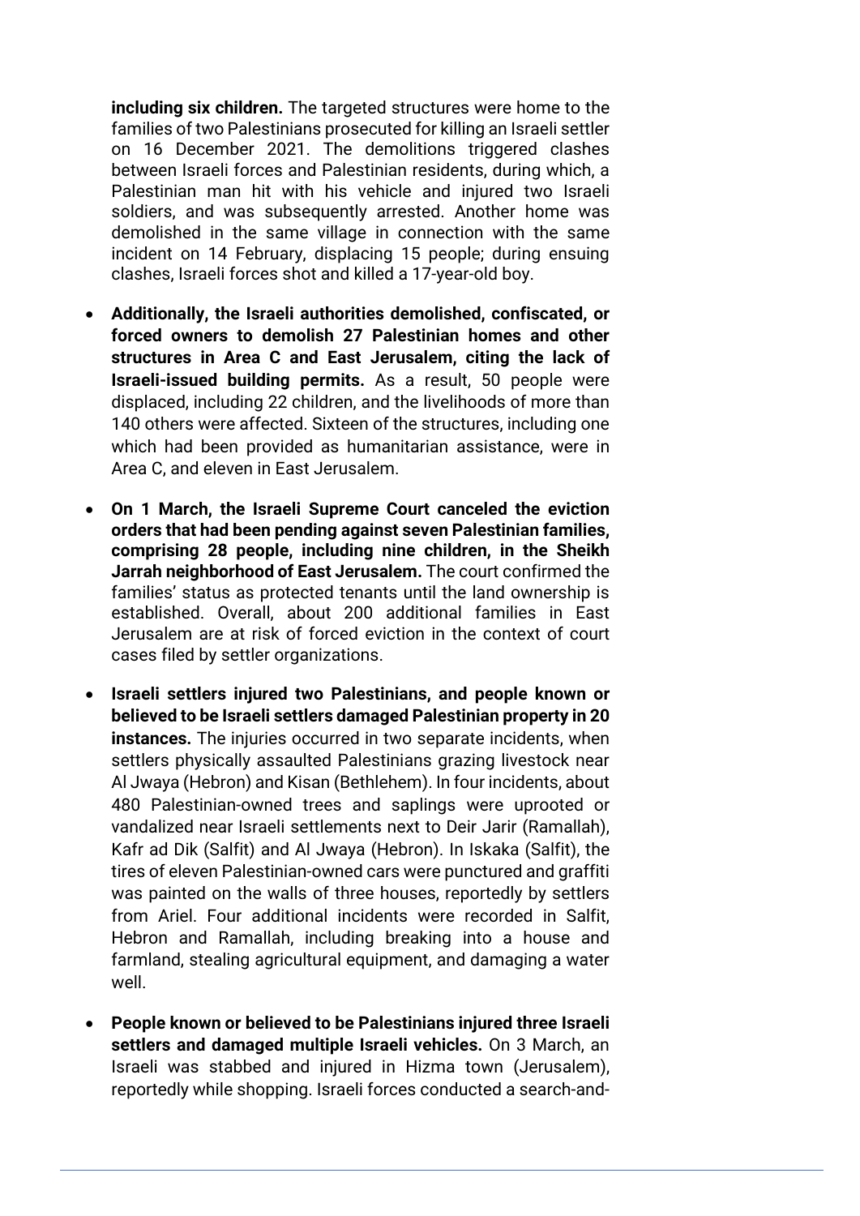**including six children.** The targeted structures were home to the families of two Palestinians prosecuted for killing an Israeli settler on 16 December 2021. The demolitions triggered clashes between Israeli forces and Palestinian residents, during which, a Palestinian man hit with his vehicle and injured two Israeli soldiers, and was subsequently arrested. Another home was demolished in the same village in connection with the same incident on 14 February, displacing 15 people; during ensuing clashes, Israeli forces shot and killed a 17-year-old boy.

- **Additionally, the Israeli authorities demolished, confiscated, or forced owners to demolish 27 Palestinian homes and other structures in Area C and East Jerusalem, citing the lack of Israeli-issued building permits.** As a result, 50 people were displaced, including 22 children, and the livelihoods of more than 140 others were affected. Sixteen of the structures, including one which had been provided as humanitarian assistance, were in Area C, and eleven in East Jerusalem.
- **On 1 March, the Israeli Supreme Court canceled the eviction orders that had been pending against seven Palestinian families, comprising 28 people, including nine children, in the Sheikh Jarrah neighborhood of East Jerusalem.** The court confirmed the families' status as protected tenants until the land ownership is established. Overall, about 200 additional families in East Jerusalem are at risk of forced eviction in the context of court cases filed by settler organizations.
- **Israeli settlers injured two Palestinians, and people known or believed to be Israeli settlers damaged Palestinian property in 20 instances.** The injuries occurred in two separate incidents, when settlers physically assaulted Palestinians grazing livestock near Al Jwaya (Hebron) and Kisan (Bethlehem). In four incidents, about 480 Palestinian-owned trees and saplings were uprooted or vandalized near Israeli settlements next to Deir Jarir (Ramallah), Kafr ad Dik (Salfit) and Al Jwaya (Hebron). In Iskaka (Salfit), the tires of eleven Palestinian-owned cars were punctured and graffiti was painted on the walls of three houses, reportedly by settlers from Ariel. Four additional incidents were recorded in Salfit, Hebron and Ramallah, including breaking into a house and farmland, stealing agricultural equipment, and damaging a water well.
- **People known or believed to be Palestinians injured three Israeli settlers and damaged multiple Israeli vehicles.** On 3 March, an Israeli was stabbed and injured in Hizma town (Jerusalem), reportedly while shopping. Israeli forces conducted a search-and-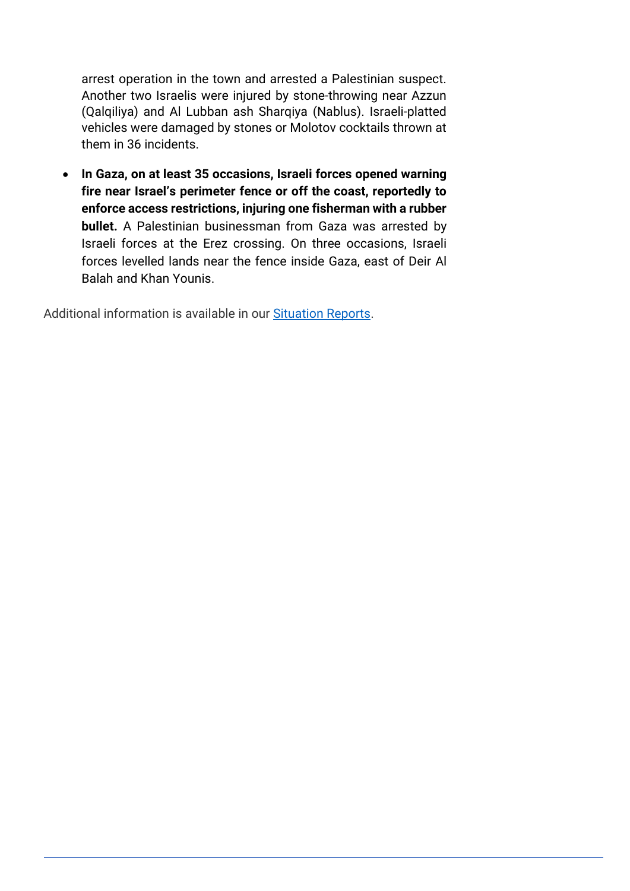arrest operation in the town and arrested a Palestinian suspect. Another two Israelis were injured by stone-throwing near Azzun (Qalqiliya) and Al Lubban ash Sharqiya (Nablus). Israeli-platted vehicles were damaged by stones or Molotov cocktails thrown at them in 36 incidents.

- **In Gaza, on at least 35 occasions, Israeli forces opened warning fire near Israel's perimeter fence or off the coast, reportedly to enforce access restrictions, injuring one fisherman with a rubber bullet.** A Palestinian businessman from Gaza was arrested by Israeli forces at the Erez crossing. On three occasions, Israeli forces levelled lands near the fence inside Gaza, east of Deir Al Balah and Khan Younis.

Additional information is available in our Situation Reports.